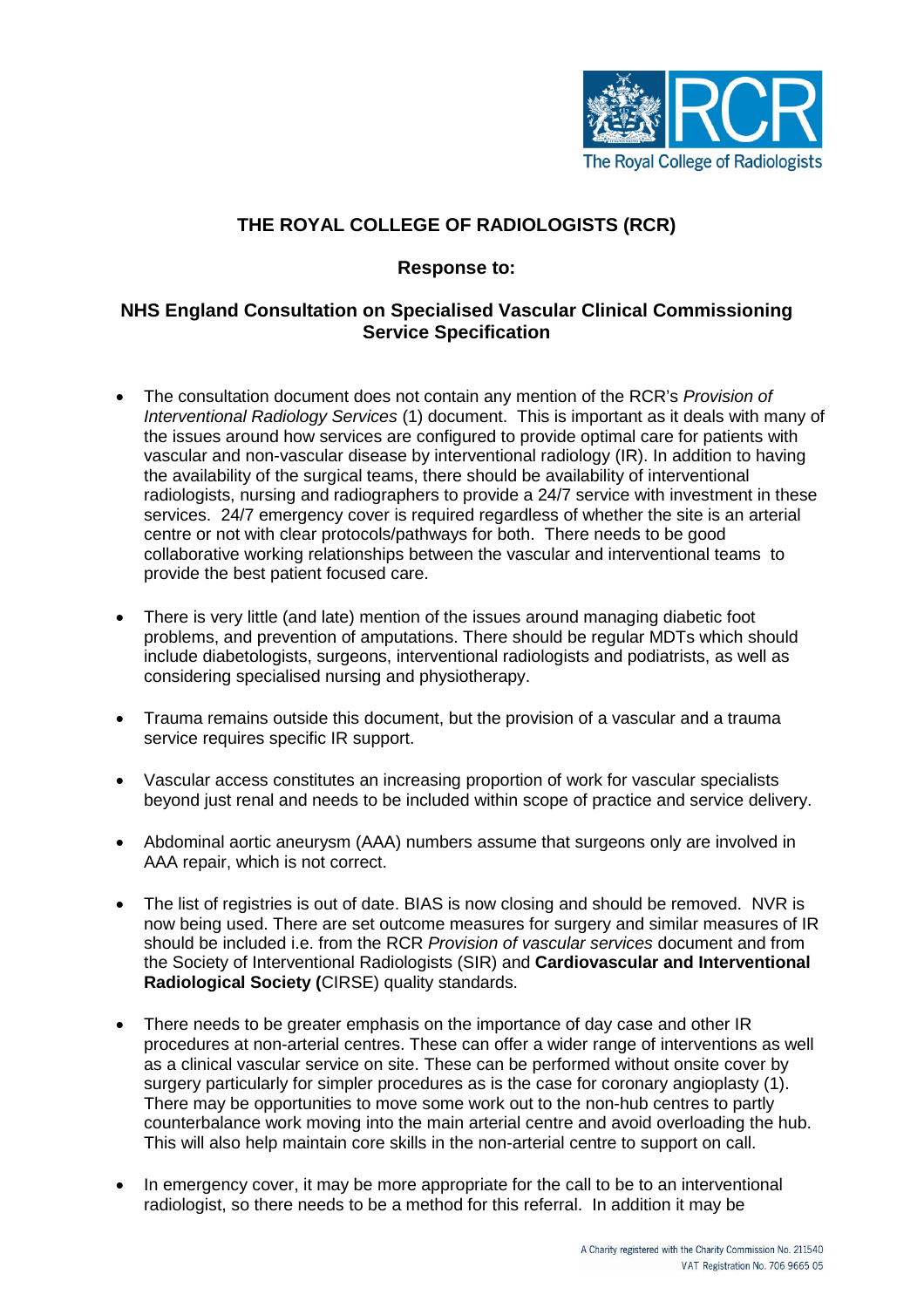# THE ROYAL COLLEGE OF RADIOLOGISTS (RCR)

## Response to:

## NHS England Consultation on Specialised Vascular Clinical Commissioning Service Specification

- The consultation document does not contain any mention of the RCR's *Provision of Interventional Radiology Services* (1) document. This is important as it deals with many of the issues around how services are configured to provide optimal care for patients with vascular and non-vascular disease by interventional radiology (IR). In addition to having the availability of the surgical teams, there should be availability of interventional radiologists, nursing and radiographers to provide a 24/7 service with investment in these services. 24/7 emergency cover is required regardless of whether the site is an arterial centre or not with clear protocols/pathways for both. There needs to be good collaborative working relationships between the vascular and interventional teams to provide the best patient focused care.

- There is very little (and late) mention of the issues around managing diabetic foot problems, and prevention of amputations. There should be regular MDTs which should include diabetologists, surgeons, interventional radiologists and podiatrists, as well as considering specialised nursing and physiotherapy.

- Trauma remains outside this document, but the provision of a vascular and a trauma service requires specific IR support.

- Vascular access constitutes an increasing proportion of work for vascular specialists beyond just renal and needs to be included within scope of practice and service delivery.

- Abdominal aortic aneurysm (AAA) numbers assume that surgeons only are involved in AAA repair, which is not correct.

- The list of registries is out of date. BIAS is now closing and should be removed. NVR is now being used. There are set outcome measures for surgery and similar measures of IR should be included i.e. from the RCR *Provision of vascular services* document and from the Society of Interventional Radiologists (SIR) and **Cardiovascular and Interventional Radiological Society (**CIRSE) quality standards.

- There needs to be greater emphasis on the importance of day case and other IR procedures at non-arterial centres. These can offer a wider range of interventions as well as a clinical vascular service on site. These can be performed without onsite cover by surgery particularly for simpler procedures as is the case for coronary angioplasty (1). There may be opportunities to move some work out to the non-hub centres to partly counterbalance work moving into the main arterial centre and avoid overloading the hub. This will also help maintain core skills in the non-arterial centre to support on call.

- In emergency cover, it may be more appropriate for the call to be to an interventional radiologist, so there needs to be a method for this referral. In addition it may be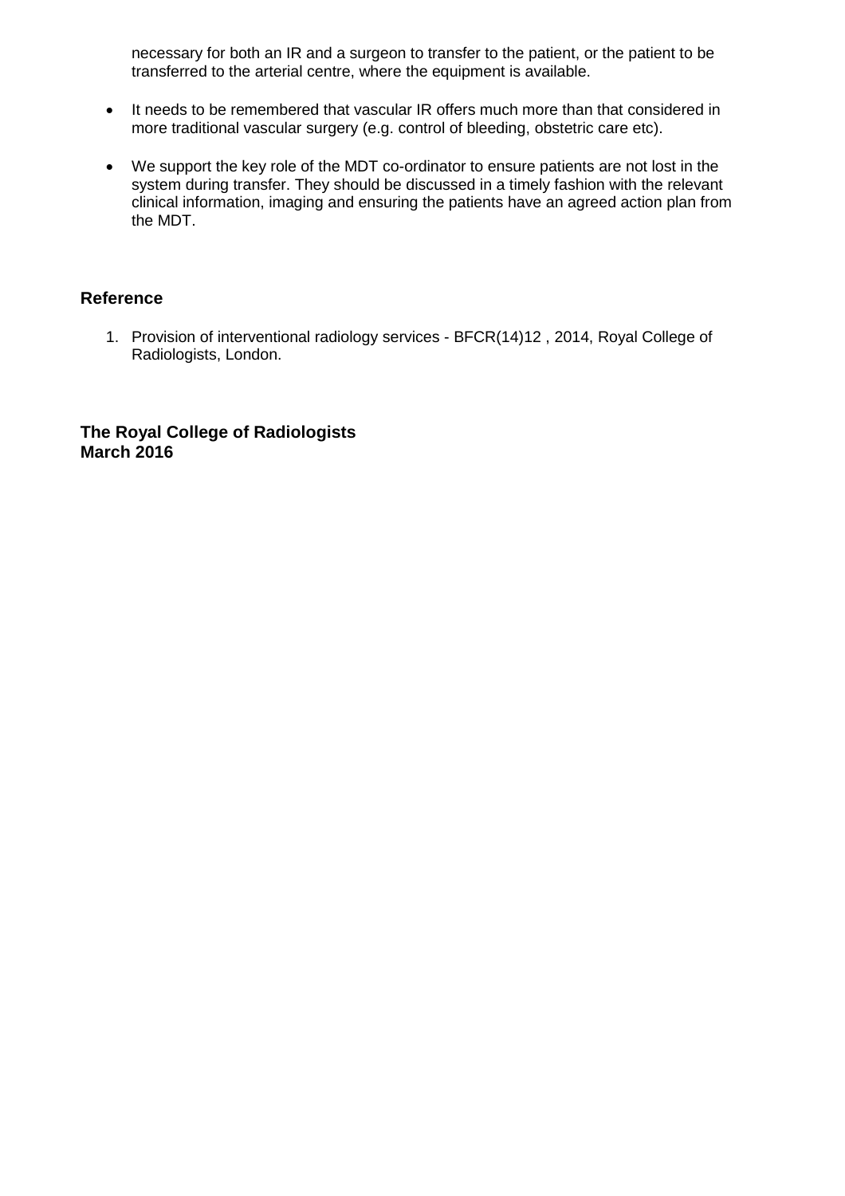necessary for both an IR and a surgeon to transfer to the patient, or the patient to be transferred to the arterial centre, where the equipment is available.

- It needs to be remembered that vascular IR offers much more than that considered in more traditional vascular surgery (e.g. control of bleeding, obstetric care etc).
- We support the key role of the MDT co-ordinator to ensure patients are not lost in the system during transfer. They should be discussed in a timely fashion with the relevant clinical information, imaging and ensuring the patients have an agreed action plan from the MDT.

## Reference

1. Provision of interventional radiology services - BFCR(14)12 , 2014, Royal College of Radiologists, London.

**The Royal College of Radiologists**
**March 2016**